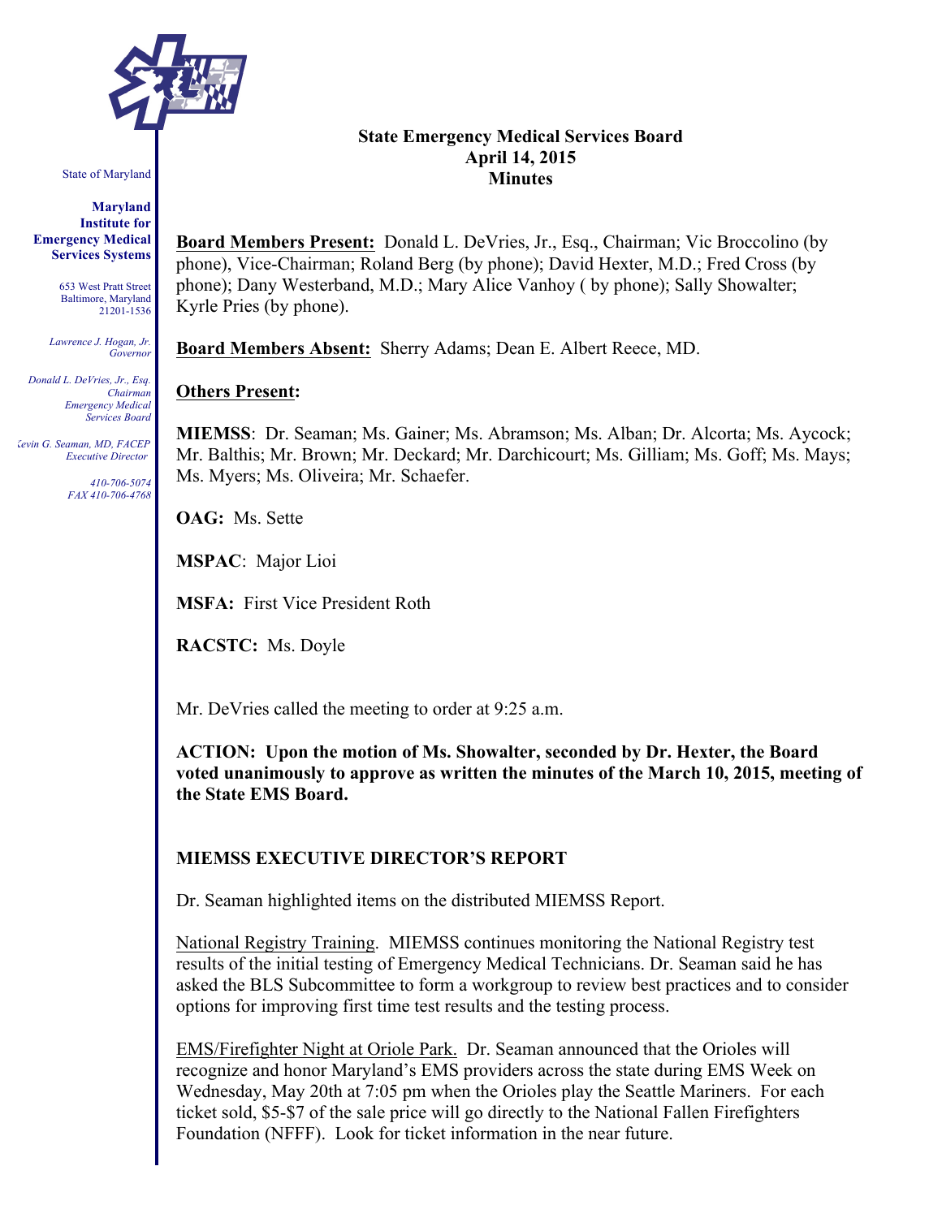State of Maryland

**Maryland Institute for Emergency Medical Services Systems**

653 West Pratt Street
Baltimore, Maryland
21201-1536

*Lawrence J. Hogan, Jr.*
*Governor*

*Donald L. DeVries, Jr., Esq.*
*Chairman*
*Emergency Medical Services Board*

*Kevin G. Seaman, MD, FACEP*
*Executive Director*

*410-706-5074*
*FAX 410-706-4768*

**State Emergency Medical Services Board**
**April 14, 2015**
**Minutes**

**Board Members Present:** Donald L. DeVries, Jr., Esq., Chairman; Vic Broccolino (by phone), Vice-Chairman; Roland Berg (by phone); David Hexter, M.D.; Fred Cross (by phone); Dany Westerband, M.D.; Mary Alice Vanhoy ( by phone); Sally Showalter; Kyrle Pries (by phone).

**Board Members Absent:** Sherry Adams; Dean E. Albert Reece, MD.

**Others Present:**

**MIEMSS**: Dr. Seaman; Ms. Gainer; Ms. Abramson; Ms. Alban; Dr. Alcorta; Ms. Aycock; Mr. Balthis; Mr. Brown; Mr. Deckard; Mr. Darchicourt; Ms. Gilliam; Ms. Goff; Ms. Mays; Ms. Myers; Ms. Oliveira; Mr. Schaefer.

**OAG:** Ms. Sette

**MSPAC**: Major Lioi

**MSFA:** First Vice President Roth

**RACSTC:** Ms. Doyle

Mr. DeVries called the meeting to order at 9:25 a.m.

**ACTION: Upon the motion of Ms. Showalter, seconded by Dr. Hexter, the Board voted unanimously to approve as written the minutes of the March 10, 2015, meeting of the State EMS Board.**

**MIEMSS EXECUTIVE DIRECTOR'S REPORT**

Dr. Seaman highlighted items on the distributed MIEMSS Report.

National Registry Training. MIEMSS continues monitoring the National Registry test results of the initial testing of Emergency Medical Technicians. Dr. Seaman said he has asked the BLS Subcommittee to form a workgroup to review best practices and to consider options for improving first time test results and the testing process.

EMS/Firefighter Night at Oriole Park. Dr. Seaman announced that the Orioles will recognize and honor Maryland's EMS providers across the state during EMS Week on Wednesday, May 20th at 7:05 pm when the Orioles play the Seattle Mariners. For each ticket sold, $5-$7 of the sale price will go directly to the National Fallen Firefighters Foundation (NFFF). Look for ticket information in the near future.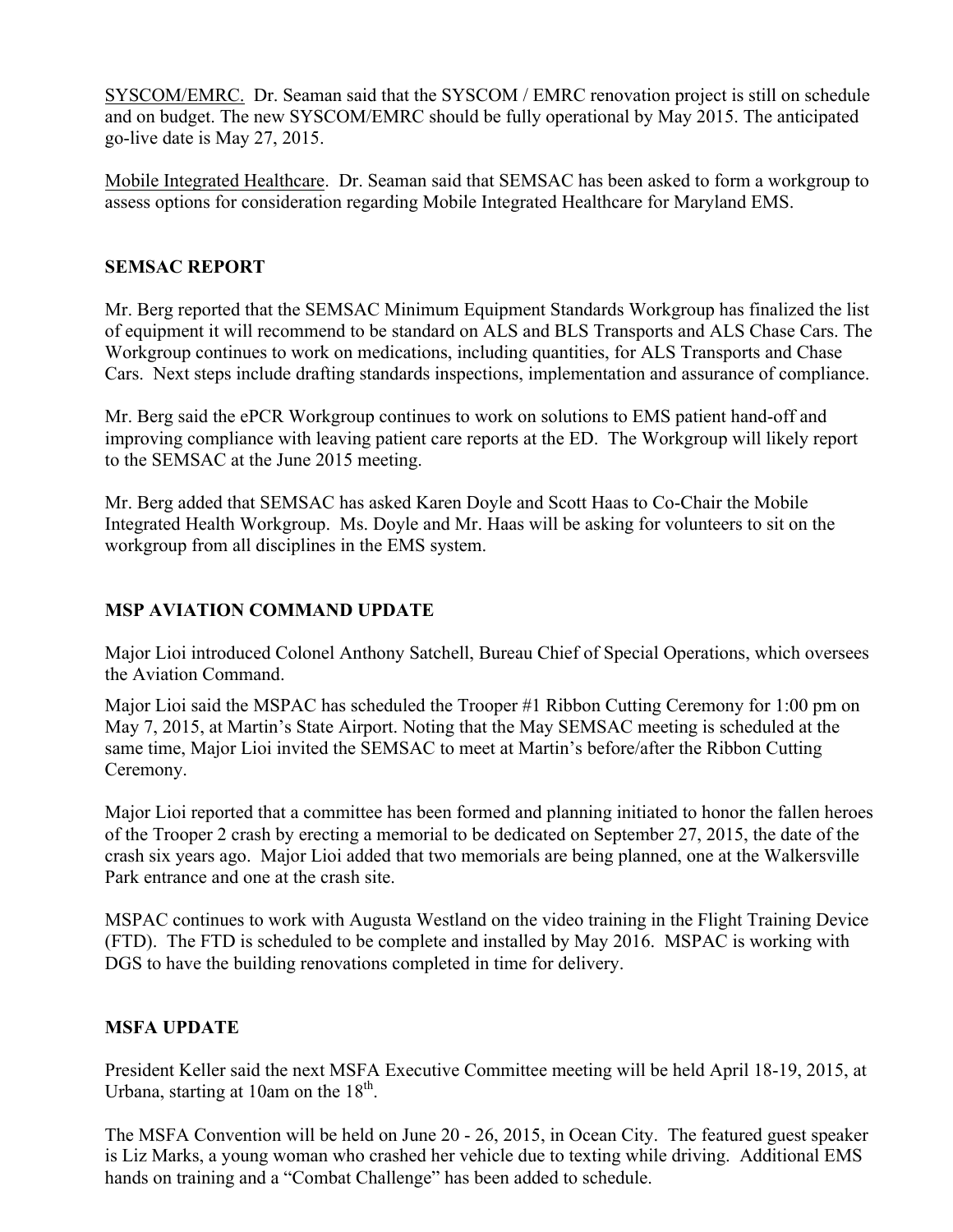SYSCOM/EMRC. Dr. Seaman said that the SYSCOM / EMRC renovation project is still on schedule and on budget. The new SYSCOM/EMRC should be fully operational by May 2015. The anticipated go-live date is May 27, 2015.

Mobile Integrated Healthcare. Dr. Seaman said that SEMSAC has been asked to form a workgroup to assess options for consideration regarding Mobile Integrated Healthcare for Maryland EMS.

## SEMSAC REPORT

Mr. Berg reported that the SEMSAC Minimum Equipment Standards Workgroup has finalized the list of equipment it will recommend to be standard on ALS and BLS Transports and ALS Chase Cars. The Workgroup continues to work on medications, including quantities, for ALS Transports and Chase Cars. Next steps include drafting standards inspections, implementation and assurance of compliance.

Mr. Berg said the ePCR Workgroup continues to work on solutions to EMS patient hand-off and improving compliance with leaving patient care reports at the ED. The Workgroup will likely report to the SEMSAC at the June 2015 meeting.

Mr. Berg added that SEMSAC has asked Karen Doyle and Scott Haas to Co-Chair the Mobile Integrated Health Workgroup. Ms. Doyle and Mr. Haas will be asking for volunteers to sit on the workgroup from all disciplines in the EMS system.

## MSP AVIATION COMMAND UPDATE

Major Lioi introduced Colonel Anthony Satchell, Bureau Chief of Special Operations, which oversees the Aviation Command.

Major Lioi said the MSPAC has scheduled the Trooper #1 Ribbon Cutting Ceremony for 1:00 pm on May 7, 2015, at Martin's State Airport. Noting that the May SEMSAC meeting is scheduled at the same time, Major Lioi invited the SEMSAC to meet at Martin's before/after the Ribbon Cutting Ceremony.

Major Lioi reported that a committee has been formed and planning initiated to honor the fallen heroes of the Trooper 2 crash by erecting a memorial to be dedicated on September 27, 2015, the date of the crash six years ago. Major Lioi added that two memorials are being planned, one at the Walkersville Park entrance and one at the crash site.

MSPAC continues to work with Augusta Westland on the video training in the Flight Training Device (FTD). The FTD is scheduled to be complete and installed by May 2016. MSPAC is working with DGS to have the building renovations completed in time for delivery.

## MSFA UPDATE

President Keller said the next MSFA Executive Committee meeting will be held April 18-19, 2015, at Urbana, starting at 10am on the 18th.

The MSFA Convention will be held on June 20 - 26, 2015, in Ocean City. The featured guest speaker is Liz Marks, a young woman who crashed her vehicle due to texting while driving. Additional EMS hands on training and a "Combat Challenge" has been added to schedule.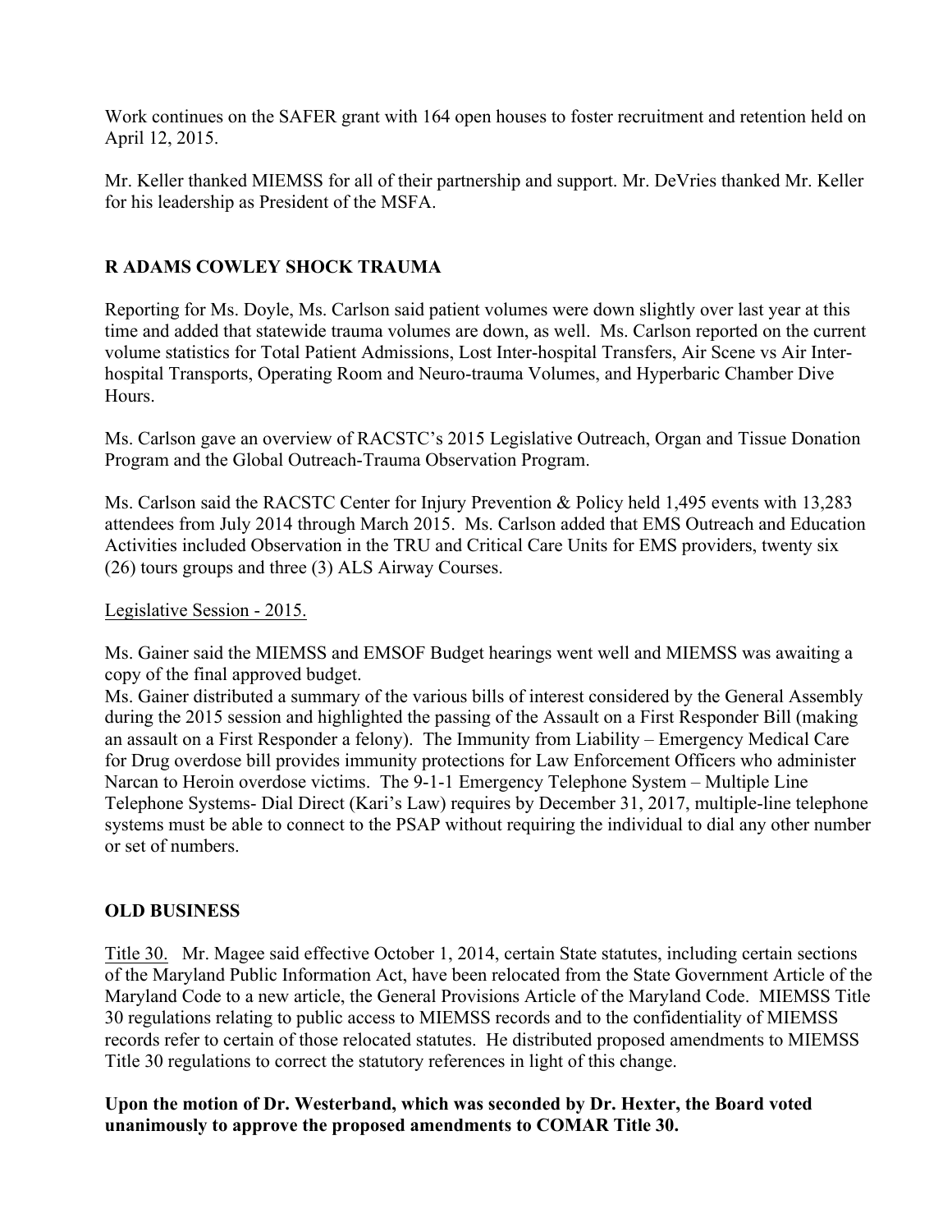Work continues on the SAFER grant with 164 open houses to foster recruitment and retention held on April 12, 2015.

Mr. Keller thanked MIEMSS for all of their partnership and support. Mr. DeVries thanked Mr. Keller for his leadership as President of the MSFA.

## R ADAMS COWLEY SHOCK TRAUMA

Reporting for Ms. Doyle, Ms. Carlson said patient volumes were down slightly over last year at this time and added that statewide trauma volumes are down, as well. Ms. Carlson reported on the current volume statistics for Total Patient Admissions, Lost Inter-hospital Transfers, Air Scene vs Air Inter-hospital Transports, Operating Room and Neuro-trauma Volumes, and Hyperbaric Chamber Dive Hours.

Ms. Carlson gave an overview of RACSTC's 2015 Legislative Outreach, Organ and Tissue Donation Program and the Global Outreach-Trauma Observation Program.

Ms. Carlson said the RACSTC Center for Injury Prevention & Policy held 1,495 events with 13,283 attendees from July 2014 through March 2015. Ms. Carlson added that EMS Outreach and Education Activities included Observation in the TRU and Critical Care Units for EMS providers, twenty six (26) tours groups and three (3) ALS Airway Courses.

<u>Legislative Session - 2015.</u>

Ms. Gainer said the MIEMSS and EMSOF Budget hearings went well and MIEMSS was awaiting a copy of the final approved budget.
Ms. Gainer distributed a summary of the various bills of interest considered by the General Assembly during the 2015 session and highlighted the passing of the Assault on a First Responder Bill (making an assault on a First Responder a felony). The Immunity from Liability – Emergency Medical Care for Drug overdose bill provides immunity protections for Law Enforcement Officers who administer Narcan to Heroin overdose victims. The 9-1-1 Emergency Telephone System – Multiple Line Telephone Systems- Dial Direct (Kari's Law) requires by December 31, 2017, multiple-line telephone systems must be able to connect to the PSAP without requiring the individual to dial any other number or set of numbers.

## OLD BUSINESS

<u>Title 30.</u> Mr. Magee said effective October 1, 2014, certain State statutes, including certain sections of the Maryland Public Information Act, have been relocated from the State Government Article of the Maryland Code to a new article, the General Provisions Article of the Maryland Code. MIEMSS Title 30 regulations relating to public access to MIEMSS records and to the confidentiality of MIEMSS records refer to certain of those relocated statutes. He distributed proposed amendments to MIEMSS Title 30 regulations to correct the statutory references in light of this change.

**Upon the motion of Dr. Westerband, which was seconded by Dr. Hexter, the Board voted unanimously to approve the proposed amendments to COMAR Title 30.**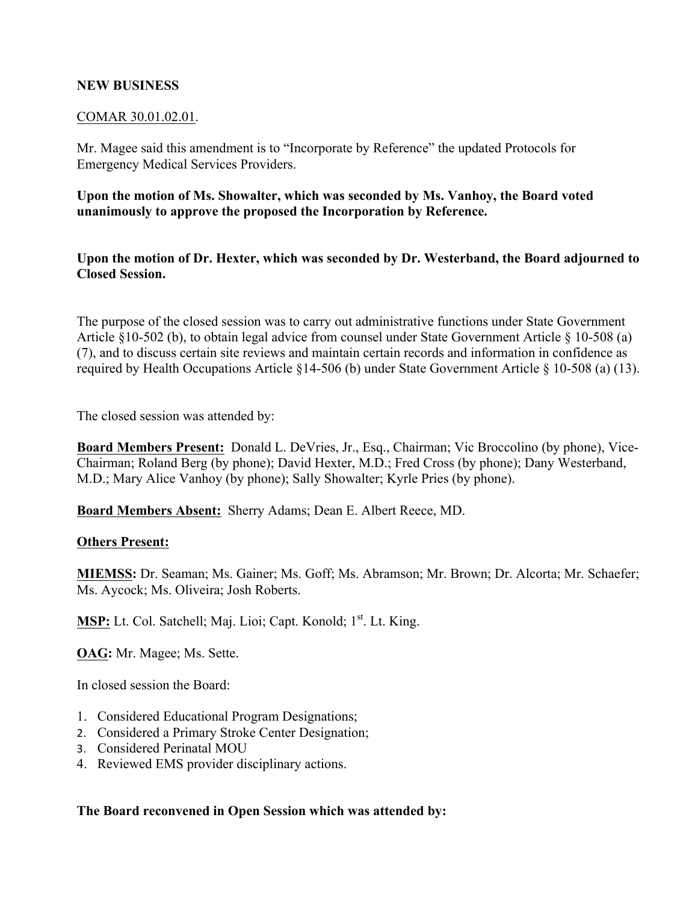**NEW BUSINESS**

COMAR 30.01.02.01.

Mr. Magee said this amendment is to "Incorporate by Reference" the updated Protocols for Emergency Medical Services Providers.

**Upon the motion of Ms. Showalter, which was seconded by Ms. Vanhoy, the Board voted unanimously to approve the proposed the Incorporation by Reference.**

**Upon the motion of Dr. Hexter, which was seconded by Dr. Westerband, the Board adjourned to Closed Session.**

The purpose of the closed session was to carry out administrative functions under State Government Article §10-502 (b), to obtain legal advice from counsel under State Government Article § 10-508 (a) (7), and to discuss certain site reviews and maintain certain records and information in confidence as required by Health Occupations Article §14-506 (b) under State Government Article § 10-508 (a) (13).

The closed session was attended by:

**Board Members Present:** Donald L. DeVries, Jr., Esq., Chairman; Vic Broccolino (by phone), Vice-Chairman; Roland Berg (by phone); David Hexter, M.D.; Fred Cross (by phone); Dany Westerband, M.D.; Mary Alice Vanhoy (by phone); Sally Showalter; Kyrle Pries (by phone).

**Board Members Absent:** Sherry Adams; Dean E. Albert Reece, MD.

**Others Present:**

**MIEMSS:** Dr. Seaman; Ms. Gainer; Ms. Goff; Ms. Abramson; Mr. Brown; Dr. Alcorta; Mr. Schaefer; Ms. Aycock; Ms. Oliveira; Josh Roberts.

**MSP:** Lt. Col. Satchell; Maj. Lioi; Capt. Konold; 1st. Lt. King.

**OAG:** Mr. Magee; Ms. Sette.

In closed session the Board:

1. Considered Educational Program Designations;
2. Considered a Primary Stroke Center Designation;
3. Considered Perinatal MOU
4. Reviewed EMS provider disciplinary actions.

**The Board reconvened in Open Session which was attended by:**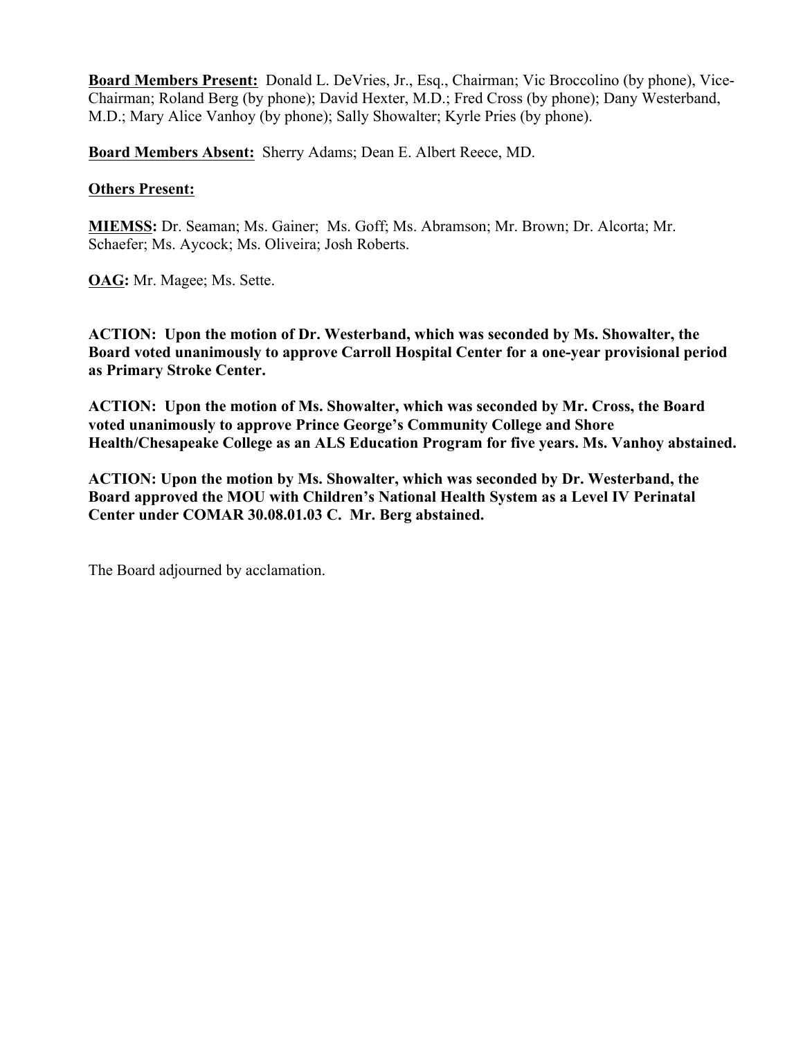**Board Members Present:** Donald L. DeVries, Jr., Esq., Chairman; Vic Broccolino (by phone), Vice-Chairman; Roland Berg (by phone); David Hexter, M.D.; Fred Cross (by phone); Dany Westerband, M.D.; Mary Alice Vanhoy (by phone); Sally Showalter; Kyrle Pries (by phone).

**Board Members Absent:** Sherry Adams; Dean E. Albert Reece, MD.

**Others Present:**

**MIEMSS:** Dr. Seaman; Ms. Gainer; Ms. Goff; Ms. Abramson; Mr. Brown; Dr. Alcorta; Mr. Schaefer; Ms. Aycock; Ms. Oliveira; Josh Roberts.

**OAG:** Mr. Magee; Ms. Sette.

**ACTION: Upon the motion of Dr. Westerband, which was seconded by Ms. Showalter, the Board voted unanimously to approve Carroll Hospital Center for a one-year provisional period as Primary Stroke Center.**

**ACTION: Upon the motion of Ms. Showalter, which was seconded by Mr. Cross, the Board voted unanimously to approve Prince George's Community College and Shore Health/Chesapeake College as an ALS Education Program for five years. Ms. Vanhoy abstained.**

**ACTION: Upon the motion by Ms. Showalter, which was seconded by Dr. Westerband, the Board approved the MOU with Children's National Health System as a Level IV Perinatal Center under COMAR 30.08.01.03 C. Mr. Berg abstained.**

The Board adjourned by acclamation.